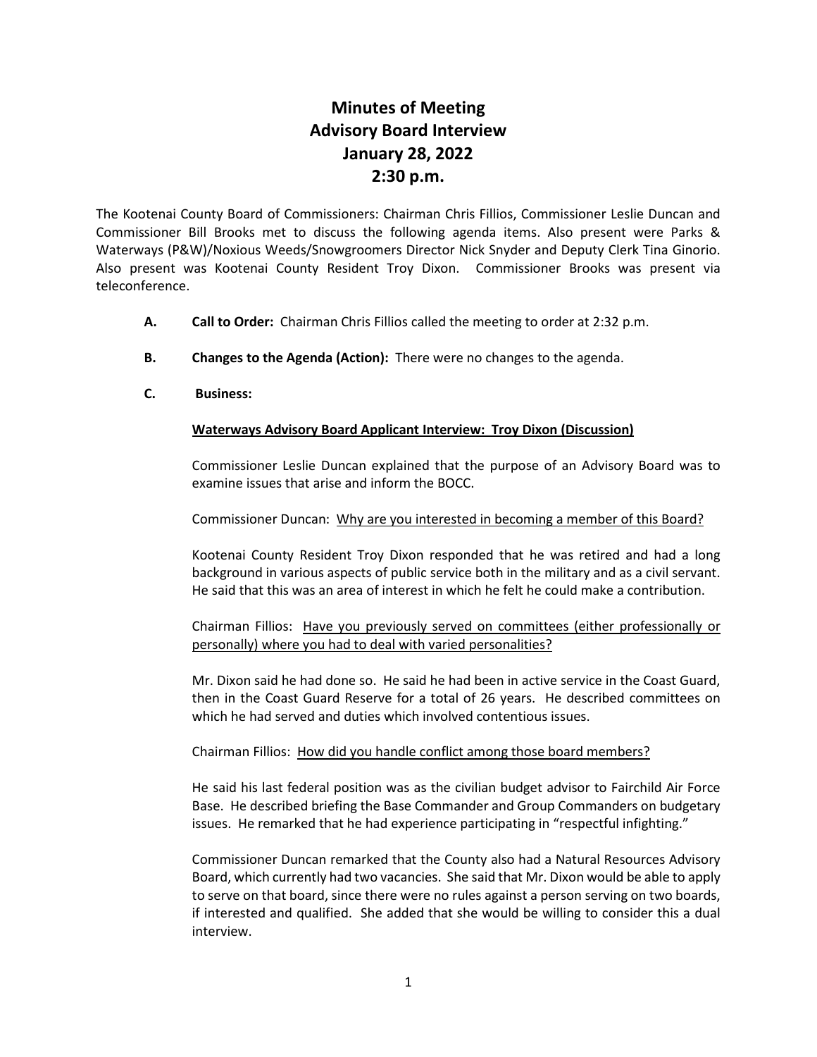# Minutes of Meeting
# Advisory Board Interview
# January 28, 2022
# 2:30 p.m.

The Kootenai County Board of Commissioners: Chairman Chris Fillios, Commissioner Leslie Duncan and Commissioner Bill Brooks met to discuss the following agenda items. Also present were Parks & Waterways (P&W)/Noxious Weeds/Snowgroomers Director Nick Snyder and Deputy Clerk Tina Ginorio. Also present was Kootenai County Resident Troy Dixon. Commissioner Brooks was present via teleconference.

**A. Call to Order:** Chairman Chris Fillios called the meeting to order at 2:32 p.m.

**B. Changes to the Agenda (Action):** There were no changes to the agenda.

**C. Business:**

<u>**Waterways Advisory Board Applicant Interview: Troy Dixon (Discussion)**</u>

Commissioner Leslie Duncan explained that the purpose of an Advisory Board was to examine issues that arise and inform the BOCC.

Commissioner Duncan: <u>Why are you interested in becoming a member of this Board?</u>

Kootenai County Resident Troy Dixon responded that he was retired and had a long background in various aspects of public service both in the military and as a civil servant. He said that this was an area of interest in which he felt he could make a contribution.

Chairman Fillios: <u>Have you previously served on committees (either professionally or personally) where you had to deal with varied personalities?</u>

Mr. Dixon said he had done so. He said he had been in active service in the Coast Guard, then in the Coast Guard Reserve for a total of 26 years. He described committees on which he had served and duties which involved contentious issues.

Chairman Fillios: <u>How did you handle conflict among those board members?</u>

He said his last federal position was as the civilian budget advisor to Fairchild Air Force Base. He described briefing the Base Commander and Group Commanders on budgetary issues. He remarked that he had experience participating in "respectful infighting."

Commissioner Duncan remarked that the County also had a Natural Resources Advisory Board, which currently had two vacancies. She said that Mr. Dixon would be able to apply to serve on that board, since there were no rules against a person serving on two boards, if interested and qualified. She added that she would be willing to consider this a dual interview.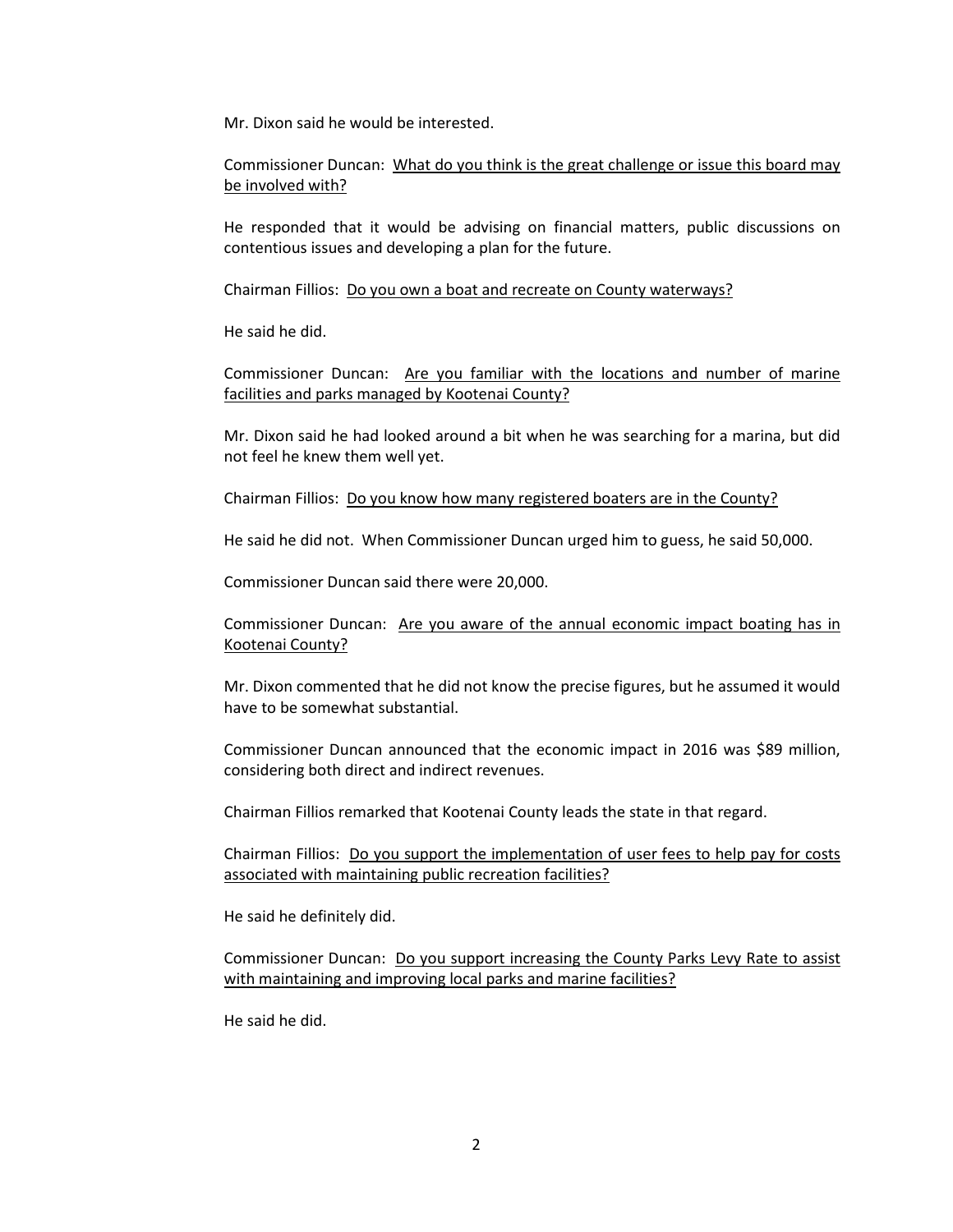Mr. Dixon said he would be interested.

Commissioner Duncan: <u>What do you think is the great challenge or issue this board may be involved with?</u>

He responded that it would be advising on financial matters, public discussions on contentious issues and developing a plan for the future.

Chairman Fillios: <u>Do you own a boat and recreate on County waterways?</u>

He said he did.

Commissioner Duncan: <u>Are you familiar with the locations and number of marine facilities and parks managed by Kootenai County?</u>

Mr. Dixon said he had looked around a bit when he was searching for a marina, but did not feel he knew them well yet.

Chairman Fillios: <u>Do you know how many registered boaters are in the County?</u>

He said he did not. When Commissioner Duncan urged him to guess, he said 50,000.

Commissioner Duncan said there were 20,000.

Commissioner Duncan: <u>Are you aware of the annual economic impact boating has in Kootenai County?</u>

Mr. Dixon commented that he did not know the precise figures, but he assumed it would have to be somewhat substantial.

Commissioner Duncan announced that the economic impact in 2016 was $89 million, considering both direct and indirect revenues.

Chairman Fillios remarked that Kootenai County leads the state in that regard.

Chairman Fillios: <u>Do you support the implementation of user fees to help pay for costs associated with maintaining public recreation facilities?</u>

He said he definitely did.

Commissioner Duncan: <u>Do you support increasing the County Parks Levy Rate to assist with maintaining and improving local parks and marine facilities?</u>

He said he did.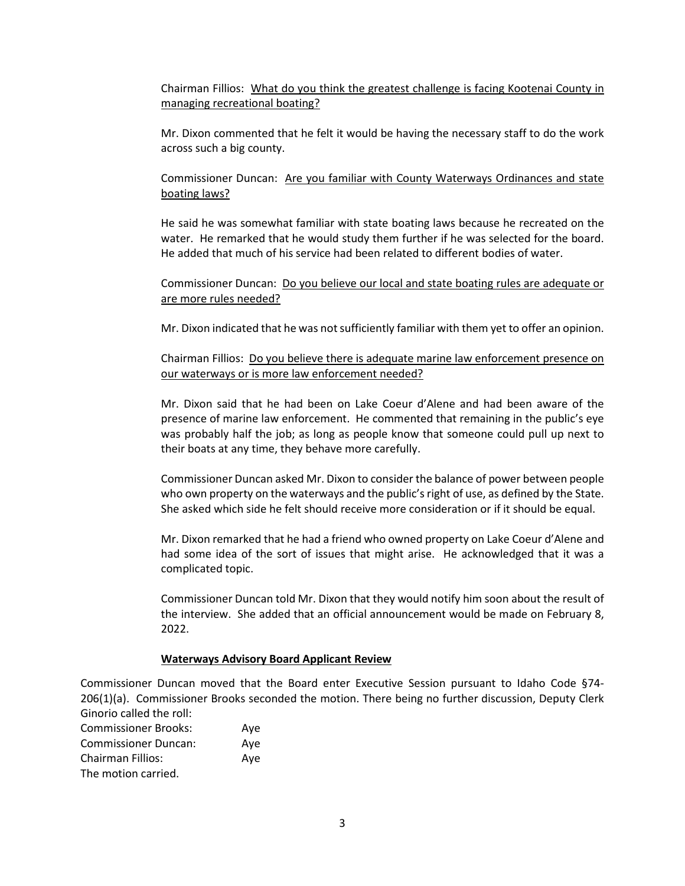Chairman Fillios: <u>What do you think the greatest challenge is facing Kootenai County in managing recreational boating?</u>

Mr. Dixon commented that he felt it would be having the necessary staff to do the work across such a big county.

Commissioner Duncan: <u>Are you familiar with County Waterways Ordinances and state boating laws?</u>

He said he was somewhat familiar with state boating laws because he recreated on the water. He remarked that he would study them further if he was selected for the board. He added that much of his service had been related to different bodies of water.

Commissioner Duncan: <u>Do you believe our local and state boating rules are adequate or are more rules needed?</u>

Mr. Dixon indicated that he was not sufficiently familiar with them yet to offer an opinion.

Chairman Fillios: <u>Do you believe there is adequate marine law enforcement presence on our waterways or is more law enforcement needed?</u>

Mr. Dixon said that he had been on Lake Coeur d'Alene and had been aware of the presence of marine law enforcement. He commented that remaining in the public's eye was probably half the job; as long as people know that someone could pull up next to their boats at any time, they behave more carefully.

Commissioner Duncan asked Mr. Dixon to consider the balance of power between people who own property on the waterways and the public's right of use, as defined by the State. She asked which side he felt should receive more consideration or if it should be equal.

Mr. Dixon remarked that he had a friend who owned property on Lake Coeur d'Alene and had some idea of the sort of issues that might arise. He acknowledged that it was a complicated topic.

Commissioner Duncan told Mr. Dixon that they would notify him soon about the result of the interview. She added that an official announcement would be made on February 8, 2022.

**<u>Waterways Advisory Board Applicant Review</u>**

Commissioner Duncan moved that the Board enter Executive Session pursuant to Idaho Code §74-206(1)(a). Commissioner Brooks seconded the motion. There being no further discussion, Deputy Clerk Ginorio called the roll:

| | |
|---|---|
| Commissioner Brooks: | Aye |
| Commissioner Duncan: | Aye |
| Chairman Fillios: | Aye |

The motion carried.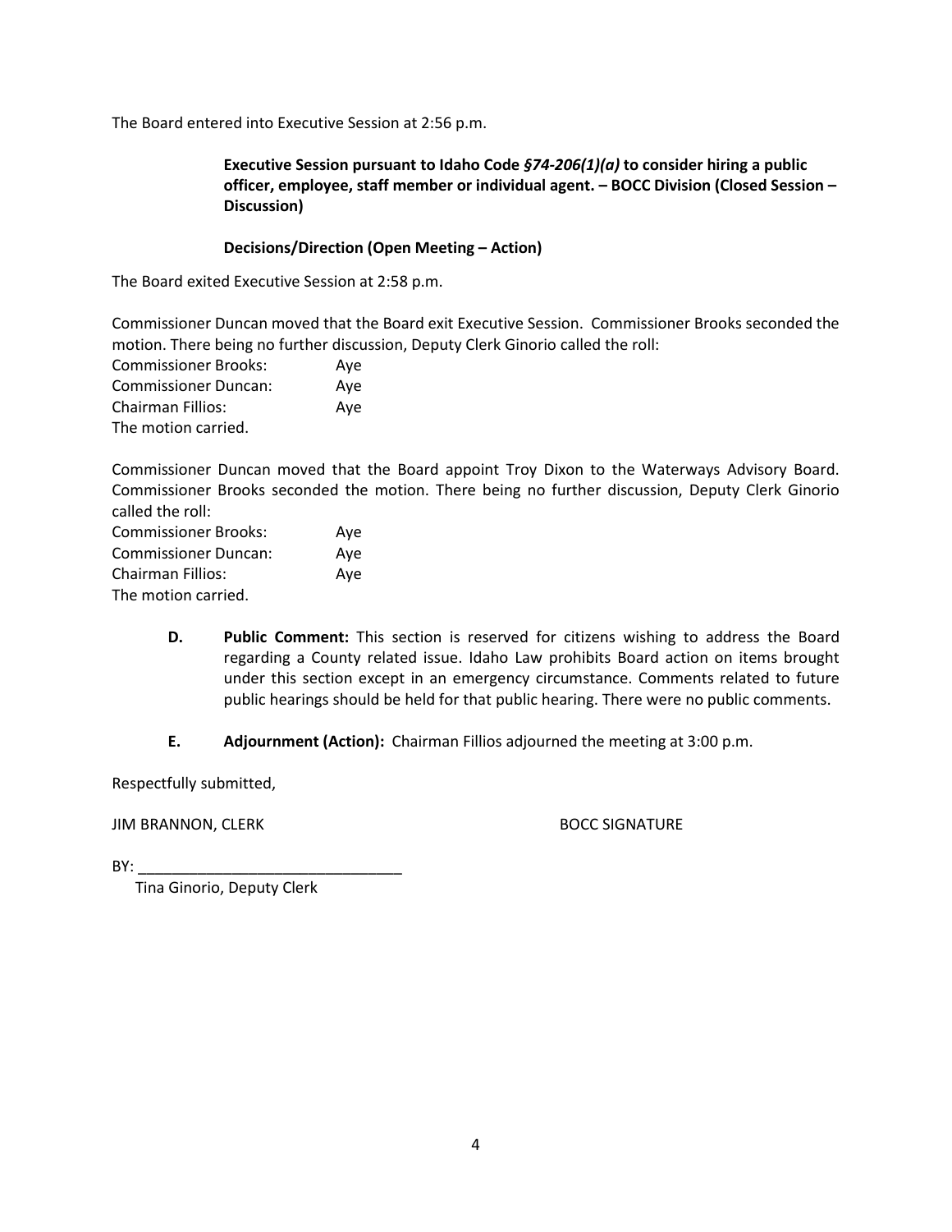The Board entered into Executive Session at 2:56 p.m.

> **Executive Session pursuant to Idaho Code *§74-206(1)(a)* to consider hiring a public officer, employee, staff member or individual agent. – BOCC Division (Closed Session – Discussion)**
>
> **Decisions/Direction (Open Meeting – Action)**

The Board exited Executive Session at 2:58 p.m.

Commissioner Duncan moved that the Board exit Executive Session. Commissioner Brooks seconded the motion. There being no further discussion, Deputy Clerk Ginorio called the roll:

Commissioner Brooks: Aye
Commissioner Duncan: Aye
Chairman Fillios: Aye
The motion carried.

Commissioner Duncan moved that the Board appoint Troy Dixon to the Waterways Advisory Board. Commissioner Brooks seconded the motion. There being no further discussion, Deputy Clerk Ginorio called the roll:

Commissioner Brooks: Aye
Commissioner Duncan: Aye
Chairman Fillios: Aye
The motion carried.

**D. Public Comment:** This section is reserved for citizens wishing to address the Board regarding a County related issue. Idaho Law prohibits Board action on items brought under this section except in an emergency circumstance. Comments related to future public hearings should be held for that public hearing. There were no public comments.

**E. Adjournment (Action):** Chairman Fillios adjourned the meeting at 3:00 p.m.

Respectfully submitted,

JIM BRANNON, CLERK　　　　　　　　　　BOCC SIGNATURE

BY: _______________________________
Tina Ginorio, Deputy Clerk